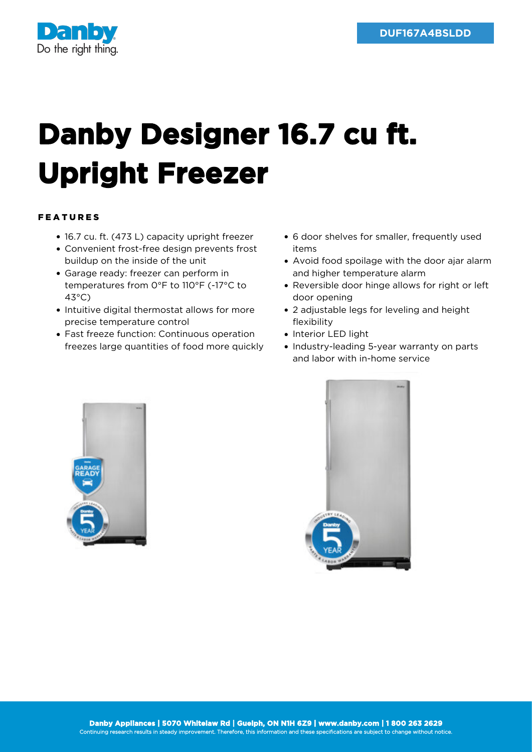Danby

Do the right thing.

DUF167A4BSLDD

# Danby Designer 16.7 cu ft. Upright Freezer

## FEATURES

- 16.7 cu. ft. (473 L) capacity upright freezer
- Convenient frost-free design prevents frost buildup on the inside of the unit
- Garage ready: freezer can perform in temperatures from 0°F to 110°F (-17°C to 43°C)
- Intuitive digital thermostat allows for more precise temperature control
- Fast freeze function: Continuous operation freezes large quantities of food more quickly
- 6 door shelves for smaller, frequently used items
- Avoid food spoilage with the door ajar alarm and higher temperature alarm
- Reversible door hinge allows for right or left door opening
- 2 adjustable legs for leveling and height flexibility
- Interior LED light
- Industry-leading 5-year warranty on parts and labor with in-home service

**Danby Appliances | 5070 Whitelaw Rd | Guelph, ON N1H 6Z9 | www.danby.com | 1 800 263 2629**

Continuing research results in steady improvement. Therefore, this information and these specifications are subject to change without notice.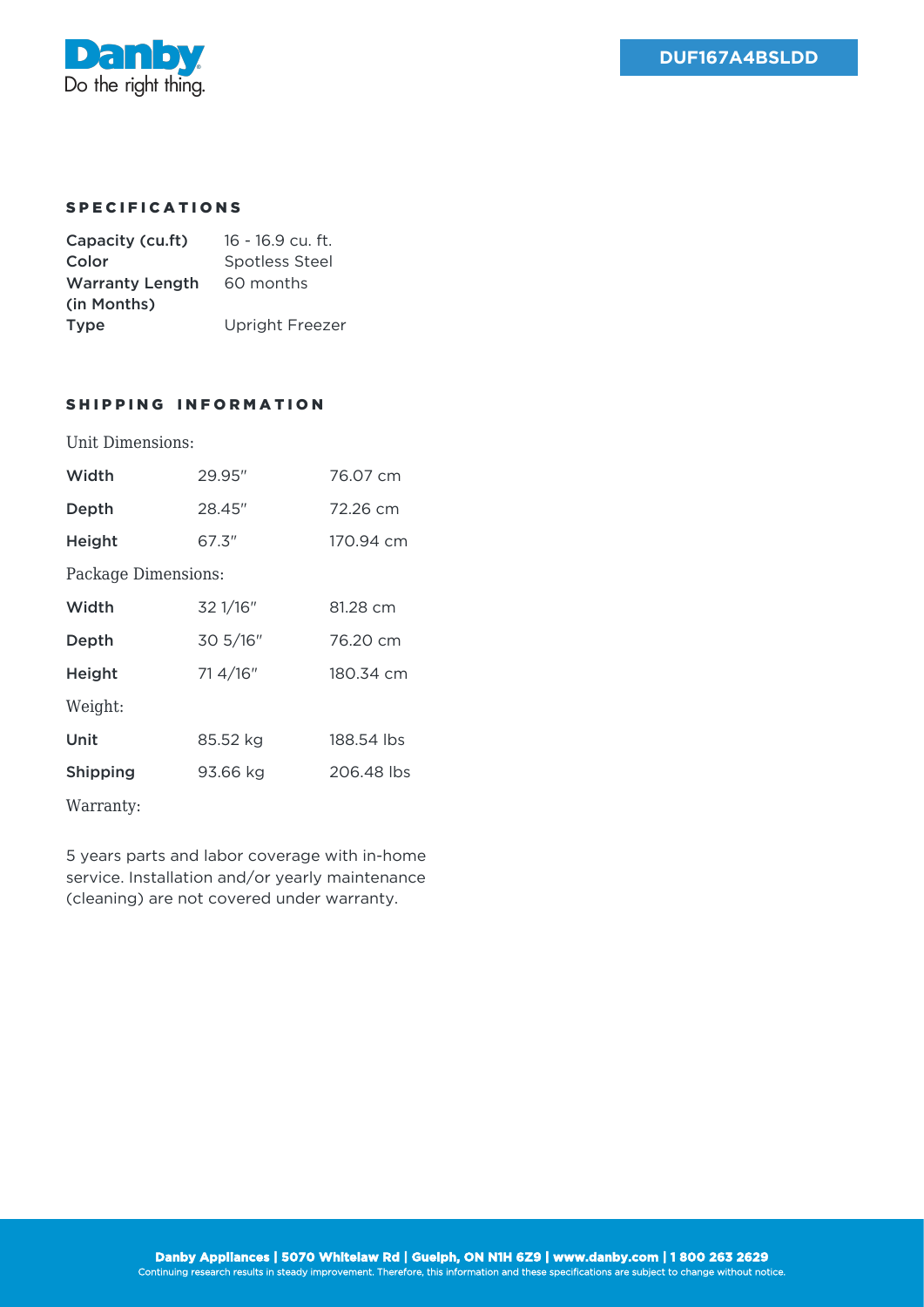Danby
Do the right thing.

**DUF167A4BSLDD**

## SPECIFICATIONS

| | |
|---|---|
| **Capacity (cu.ft)** | 16 - 16.9 cu. ft. |
| **Color** | Spotless Steel |
| **Warranty Length (in Months)** | 60 months |
| **Type** | Upright Freezer |

## SHIPPING INFORMATION

Unit Dimensions:

| | | |
|---|---|---|
| **Width** | 29.95" | 76.07 cm |
| **Depth** | 28.45" | 72.26 cm |
| **Height** | 67.3" | 170.94 cm |

Package Dimensions:

| | | |
|---|---|---|
| **Width** | 32 1/16" | 81.28 cm |
| **Depth** | 30 5/16" | 76.20 cm |
| **Height** | 71 4/16" | 180.34 cm |

Weight:

| | | |
|---|---|---|
| **Unit** | 85.52 kg | 188.54 lbs |
| **Shipping** | 93.66 kg | 206.48 lbs |

Warranty:

5 years parts and labor coverage with in-home service. Installation and/or yearly maintenance (cleaning) are not covered under warranty.

**Danby Appliances | 5070 Whitelaw Rd | Guelph, ON N1H 6Z9 | www.danby.com | 1 800 263 2629**
Continuing research results in steady improvement. Therefore, this information and these specifications are subject to change without notice.